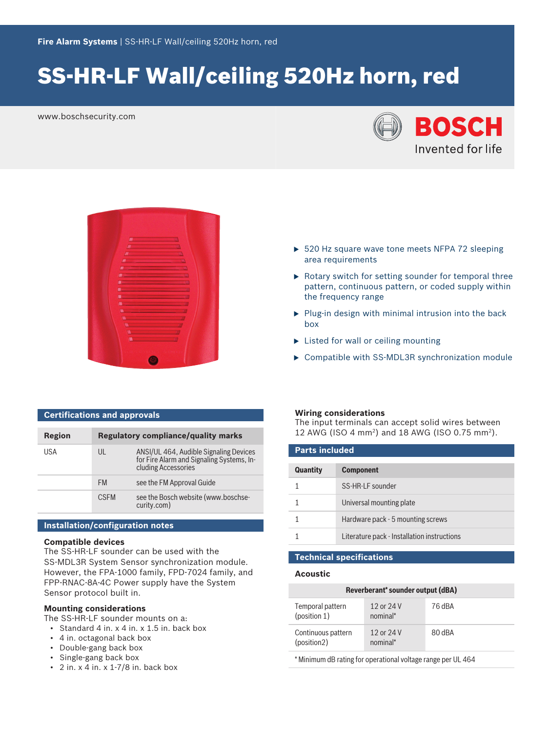**Fire Alarm Systems** | SS-HR-LF Wall/ceiling 520Hz horn, red

# SS-HR-LF Wall/ceiling 520Hz horn, red

www.boschsecurity.com

BOSCH
Invented for life

- 520 Hz square wave tone meets NFPA 72 sleeping area requirements
- Rotary switch for setting sounder for temporal three pattern, continuous pattern, or coded supply within the frequency range
- Plug-in design with minimal intrusion into the back box
- Listed for wall or ceiling mounting
- Compatible with SS-MDL3R synchronization module

## Certifications and approvals

| Region | Regulatory compliance/quality marks | |
|---|---|---|
| USA | UL | ANSI/UL 464, Audible Signaling Devices for Fire Alarm and Signaling Systems, Including Accessories |
| | FM | see the FM Approval Guide |
| | CSFM | see the Bosch website (www.boschsecurity.com) |

## Installation/configuration notes

### Compatible devices

The SS-HR-LF sounder can be used with the SS-MDL3R System Sensor synchronization module. However, the FPA-1000 family, FPD-7024 family, and FPP-RNAC-8A-4C Power supply have the System Sensor protocol built in.

### Mounting considerations

The SS-HR-LF sounder mounts on a:

- Standard 4 in. x 4 in. x 1.5 in. back box
- 4 in. octagonal back box
- Double-gang back box
- Single-gang back box
- 2 in. x 4 in. x 1-7/8 in. back box

### Wiring considerations

The input terminals can accept solid wires between 12 AWG (ISO 4 mm²) and 18 AWG (ISO 0.75 mm²).

## Parts included

| Quantity | Component |
|---|---|
| 1 | SS-HR-LF sounder |
| 1 | Universal mounting plate |
| 1 | Hardware pack - 5 mounting screws |
| 1 | Literature pack - Installation instructions |

## Technical specifications

### Acoustic

| Reverberant* sounder output (dBA) | | |
|---|---|---|
| Temporal pattern (position 1) | 12 or 24 V nominal* | 76 dBA |
| Continuous pattern (position2) | 12 or 24 V nominal* | 80 dBA |

\* Minimum dB rating for operational voltage range per UL 464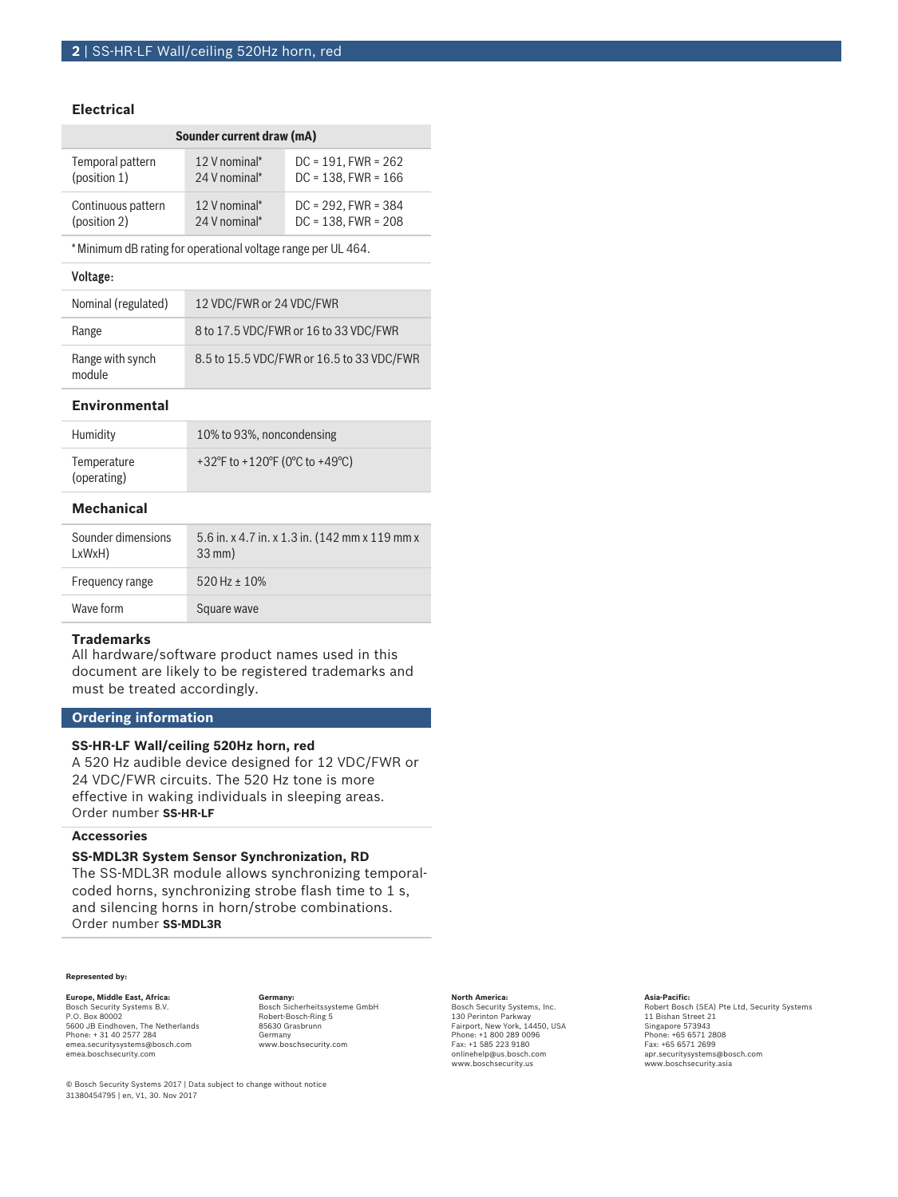### Electrical

| Sounder current draw (mA) | | |
|---|---|---|
| Temporal pattern (position 1) | 12 V nominal*<br>24 V nominal* | DC = 191, FWR = 262<br>DC = 138, FWR = 166 |
| Continuous pattern (position 2) | 12 V nominal*<br>24 V nominal* | DC = 292, FWR = 384<br>DC = 138, FWR = 208 |

* Minimum dB rating for operational voltage range per UL 464.

**Voltage:**

| | |
|---|---|
| Nominal (regulated) | 12 VDC/FWR or 24 VDC/FWR |
| Range | 8 to 17.5 VDC/FWR or 16 to 33 VDC/FWR |
| Range with synch module | 8.5 to 15.5 VDC/FWR or 16.5 to 33 VDC/FWR |

### Environmental

| | |
|---|---|
| Humidity | 10% to 93%, noncondensing |
| Temperature (operating) | +32ºF to +120ºF (0ºC to +49ºC) |

### Mechanical

| | |
|---|---|
| Sounder dimensions LxWxH) | 5.6 in. x 4.7 in. x 1.3 in. (142 mm x 119 mm x 33 mm) |
| Frequency range | 520 Hz ± 10% |
| Wave form | Square wave |

### Trademarks

All hardware/software product names used in this document are likely to be registered trademarks and must be treated accordingly.

## Ordering information

**SS-HR-LF Wall/ceiling 520Hz horn, red**
A 520 Hz audible device designed for 12 VDC/FWR or 24 VDC/FWR circuits. The 520 Hz tone is more effective in waking individuals in sleeping areas.
Order number **SS-HR-LF**

### Accessories

**SS-MDL3R System Sensor Synchronization, RD**
The SS-MDL3R module allows synchronizing temporal-coded horns, synchronizing strobe flash time to 1 s, and silencing horns in horn/strobe combinations.
Order number **SS-MDL3R**

**Represented by:**

**Europe, Middle East, Africa:**
Bosch Security Systems B.V.
P.O. Box 80002
5600 JB Eindhoven, The Netherlands
Phone: + 31 40 2577 284
emea.securitysystems@bosch.com
emea.boschsecurity.com

**Germany:**
Bosch Sicherheitssysteme GmbH
Robert-Bosch-Ring 5
85630 Grasbrunn
Germany
www.boschsecurity.com

**North America:**
Bosch Security Systems, Inc.
130 Perinton Parkway
Fairport, New York, 14450, USA
Phone: +1 800 289 0096
Fax: +1 585 223 9180
onlinehelp@us.bosch.com
www.boschsecurity.us

**Asia-Pacific:**
Robert Bosch (SEA) Pte Ltd, Security Systems
11 Bishan Street 21
Singapore 573943
Phone: +65 6571 2808
Fax: +65 6571 2699
apr.securitysystems@bosch.com
www.boschsecurity.asia

© Bosch Security Systems 2017 | Data subject to change without notice
31380454795 | en, V1, 30. Nov 2017